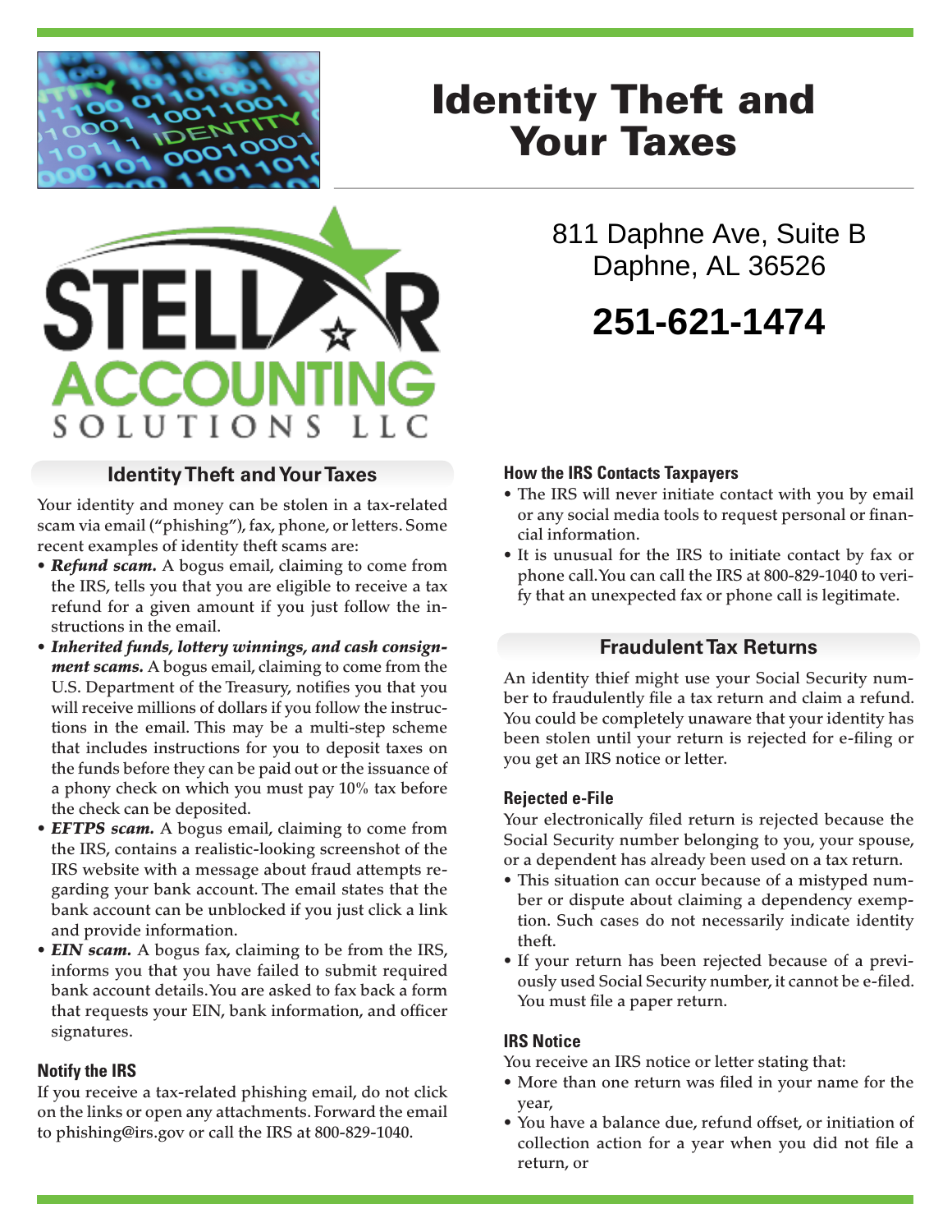# Identity Theft and Your Taxes

811 Daphne Ave, Suite B
Daphne, AL 36526

**251-621-1474**

STELLAR ACCOUNTING SOLUTIONS LLC

## Identity Theft and Your Taxes

Your identity and money can be stolen in a tax-related scam via email ("phishing"), fax, phone, or letters. Some recent examples of identity theft scams are:

- ***Refund scam.*** A bogus email, claiming to come from the IRS, tells you that you are eligible to receive a tax refund for a given amount if you just follow the instructions in the email.
- ***Inherited funds, lottery winnings, and cash consignment scams.*** A bogus email, claiming to come from the U.S. Department of the Treasury, notifies you that you will receive millions of dollars if you follow the instructions in the email. This may be a multi-step scheme that includes instructions for you to deposit taxes on the funds before they can be paid out or the issuance of a phony check on which you must pay 10% tax before the check can be deposited.
- ***EFTPS scam.*** A bogus email, claiming to come from the IRS, contains a realistic-looking screenshot of the IRS website with a message about fraud attempts regarding your bank account. The email states that the bank account can be unblocked if you just click a link and provide information.
- ***EIN scam.*** A bogus fax, claiming to be from the IRS, informs you that you have failed to submit required bank account details. You are asked to fax back a form that requests your EIN, bank information, and officer signatures.

### Notify the IRS

If you receive a tax-related phishing email, do not click on the links or open any attachments. Forward the email to phishing@irs.gov or call the IRS at 800-829-1040.

### How the IRS Contacts Taxpayers

- The IRS will never initiate contact with you by email or any social media tools to request personal or financial information.
- It is unusual for the IRS to initiate contact by fax or phone call. You can call the IRS at 800-829-1040 to verify that an unexpected fax or phone call is legitimate.

## Fraudulent Tax Returns

An identity thief might use your Social Security number to fraudulently file a tax return and claim a refund. You could be completely unaware that your identity has been stolen until your return is rejected for e-filing or you get an IRS notice or letter.

### Rejected e-File

Your electronically filed return is rejected because the Social Security number belonging to you, your spouse, or a dependent has already been used on a tax return.

- This situation can occur because of a mistyped number or dispute about claiming a dependency exemption. Such cases do not necessarily indicate identity theft.
- If your return has been rejected because of a previously used Social Security number, it cannot be e-filed. You must file a paper return.

### IRS Notice

You receive an IRS notice or letter stating that:

- More than one return was filed in your name for the year,
- You have a balance due, refund offset, or initiation of collection action for a year when you did not file a return, or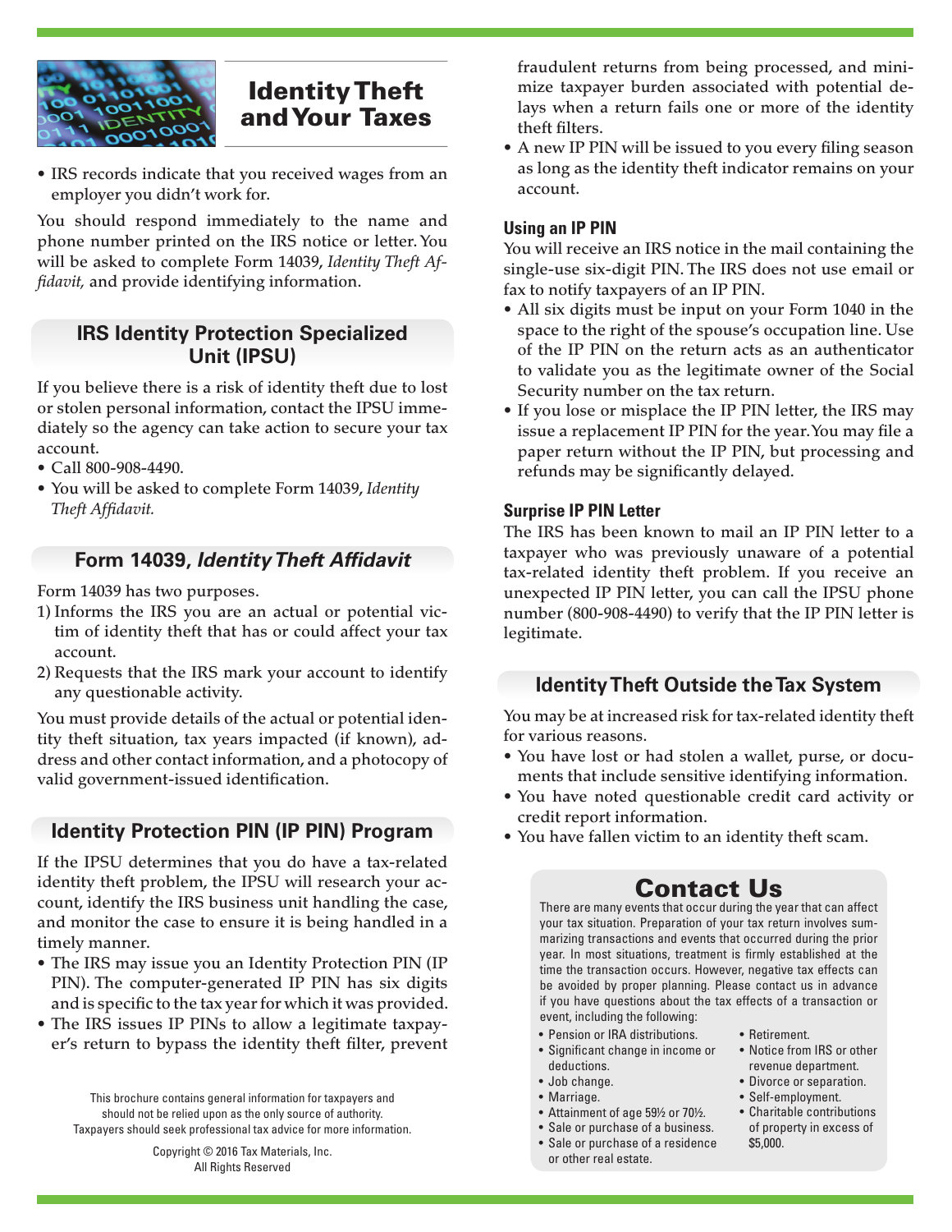# Identity Theft and Your Taxes

- IRS records indicate that you received wages from an employer you didn't work for.

You should respond immediately to the name and phone number printed on the IRS notice or letter. You will be asked to complete Form 14039, *Identity Theft Affidavit,* and provide identifying information.

## IRS Identity Protection Specialized Unit (IPSU)

If you believe there is a risk of identity theft due to lost or stolen personal information, contact the IPSU immediately so the agency can take action to secure your tax account.

- Call 800-908-4490.
- You will be asked to complete Form 14039, *Identity Theft Affidavit.*

## Form 14039, *Identity Theft Affidavit*

Form 14039 has two purposes.

1) Informs the IRS you are an actual or potential victim of identity theft that has or could affect your tax account.
2) Requests that the IRS mark your account to identify any questionable activity.

You must provide details of the actual or potential identity theft situation, tax years impacted (if known), address and other contact information, and a photocopy of valid government-issued identification.

## Identity Protection PIN (IP PIN) Program

If the IPSU determines that you do have a tax-related identity theft problem, the IPSU will research your account, identify the IRS business unit handling the case, and monitor the case to ensure it is being handled in a timely manner.

- The IRS may issue you an Identity Protection PIN (IP PIN). The computer-generated IP PIN has six digits and is specific to the tax year for which it was provided.
- The IRS issues IP PINs to allow a legitimate taxpayer's return to bypass the identity theft filter, prevent fraudulent returns from being processed, and minimize taxpayer burden associated with potential delays when a return fails one or more of the identity theft filters.
- A new IP PIN will be issued to you every filing season as long as the identity theft indicator remains on your account.

### Using an IP PIN

You will receive an IRS notice in the mail containing the single-use six-digit PIN. The IRS does not use email or fax to notify taxpayers of an IP PIN.

- All six digits must be input on your Form 1040 in the space to the right of the spouse's occupation line. Use of the IP PIN on the return acts as an authenticator to validate you as the legitimate owner of the Social Security number on the tax return.
- If you lose or misplace the IP PIN letter, the IRS may issue a replacement IP PIN for the year. You may file a paper return without the IP PIN, but processing and refunds may be significantly delayed.

### Surprise IP PIN Letter

The IRS has been known to mail an IP PIN letter to a taxpayer who was previously unaware of a potential tax-related identity theft problem. If you receive an unexpected IP PIN letter, you can call the IPSU phone number (800-908-4490) to verify that the IP PIN letter is legitimate.

## Identity Theft Outside the Tax System

You may be at increased risk for tax-related identity theft for various reasons.

- You have lost or had stolen a wallet, purse, or documents that include sensitive identifying information.
- You have noted questionable credit card activity or credit report information.
- You have fallen victim to an identity theft scam.

## Contact Us

There are many events that occur during the year that can affect your tax situation. Preparation of your tax return involves summarizing transactions and events that occurred during the prior year. In most situations, treatment is firmly established at the time the transaction occurs. However, negative tax effects can be avoided by proper planning. Please contact us in advance if you have questions about the tax effects of a transaction or event, including the following:

- Pension or IRA distributions.
- Significant change in income or deductions.
- Job change.
- Marriage.
- Attainment of age 59½ or 70½.
- Sale or purchase of a business.
- Sale or purchase of a residence or other real estate.
- Retirement.
- Notice from IRS or other revenue department.
- Divorce or separation.
- Self-employment.
- Charitable contributions of property in excess of $5,000.

This brochure contains general information for taxpayers and should not be relied upon as the only source of authority. Taxpayers should seek professional tax advice for more information.

Copyright © 2016 Tax Materials, Inc.
All Rights Reserved